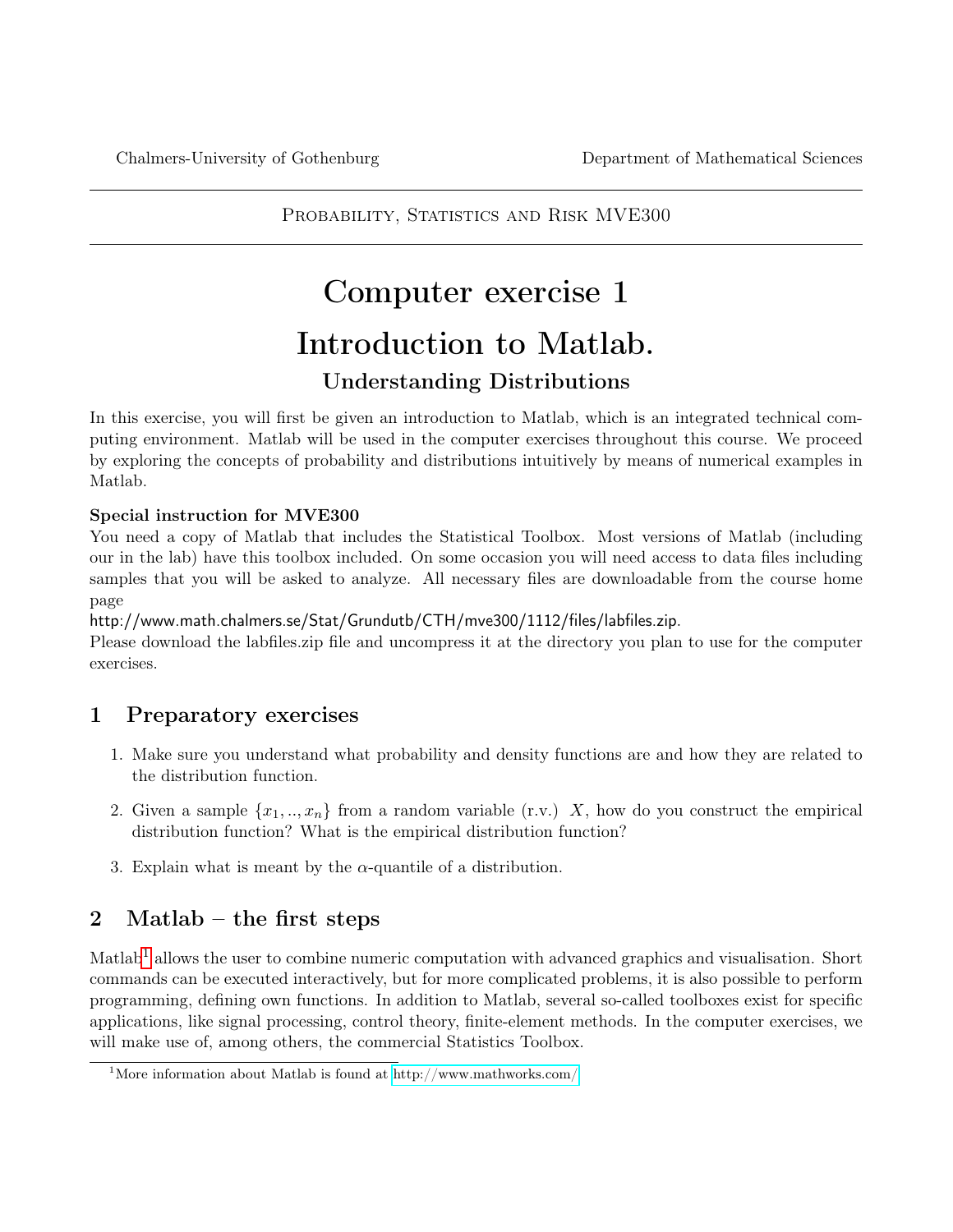Chalmers-University of Gothenburg — Department of Mathematical Sciences

Probability, Statistics and Risk MVE300

# Computer exercise 1

# Introduction to Matlab.

## Understanding Distributions

In this exercise, you will first be given an introduction to Matlab, which is an integrated technical computing environment. Matlab will be used in the computer exercises throughout this course. We proceed by exploring the concepts of probability and distributions intuitively by means of numerical examples in Matlab.

**Special instruction for MVE300**
You need a copy of Matlab that includes the Statistical Toolbox. Most versions of Matlab (including our in the lab) have this toolbox included. On some occasion you will need access to data files including samples that you will be asked to analyze. All necessary files are downloadable from the course home page
http://www.math.chalmers.se/Stat/Grundutb/CTH/mve300/1112/files/labfiles.zip.
Please download the labfiles.zip file and uncompress it at the directory you plan to use for the computer exercises.

## 1 Preparatory exercises

1. Make sure you understand what probability and density functions are and how they are related to the distribution function.
2. Given a sample $\{x_1, .., x_n\}$ from a random variable (r.v.) $X$, how do you construct the empirical distribution function? What is the empirical distribution function?
3. Explain what is meant by the $\alpha$-quantile of a distribution.

## 2 Matlab – the first steps

Matlab[1] allows the user to combine numeric computation with advanced graphics and visualisation. Short commands can be executed interactively, but for more complicated problems, it is also possible to perform programming, defining own functions. In addition to Matlab, several so-called toolboxes exist for specific applications, like signal processing, control theory, finite-element methods. In the computer exercises, we will make use of, among others, the commercial Statistics Toolbox.

[1] More information about Matlab is found at http://www.mathworks.com/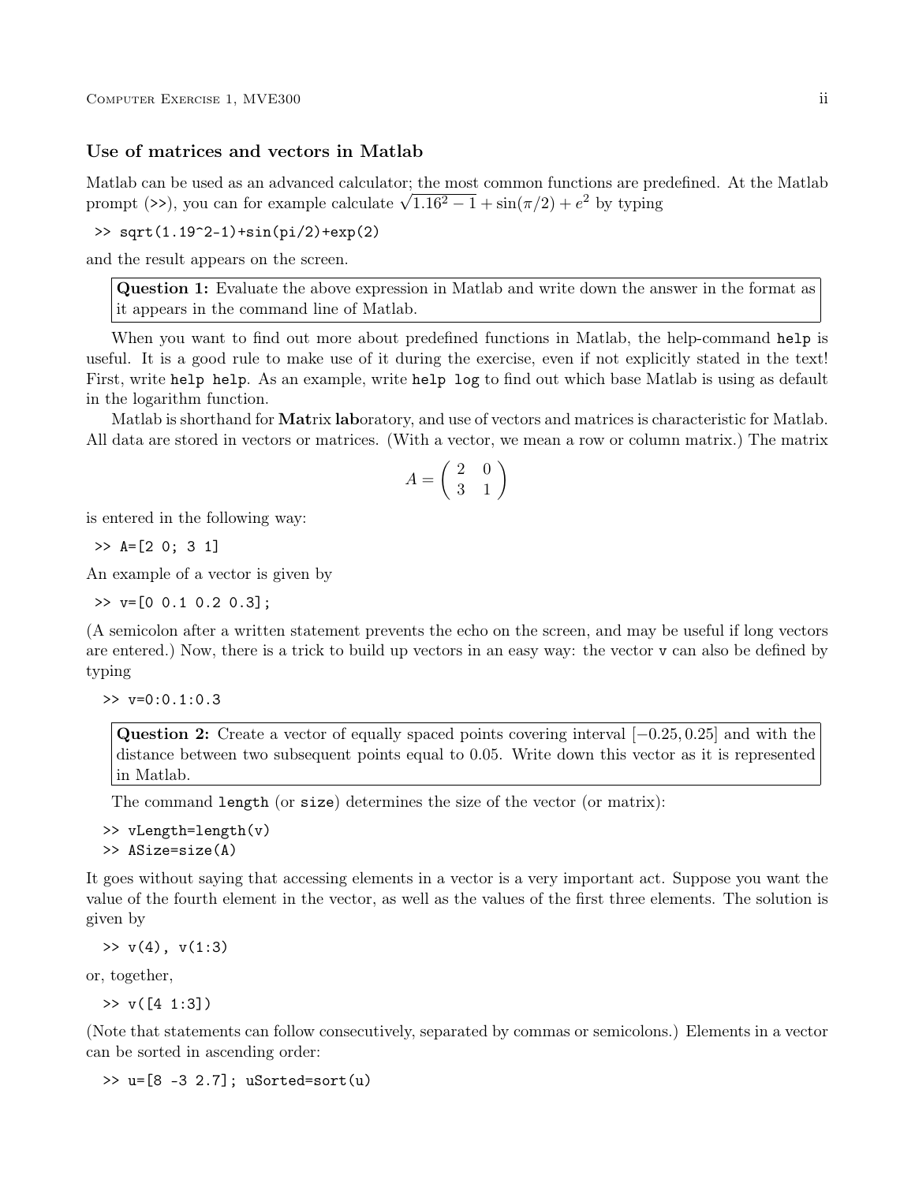### Use of matrices and vectors in Matlab

Matlab can be used as an advanced calculator; the most common functions are predefined. At the Matlab prompt (>>), you can for example calculate $\sqrt{1.16^2 - 1} + \sin(\pi/2) + e^2$ by typing

```
>> sqrt(1.19^2-1)+sin(pi/2)+exp(2)
```

and the result appears on the screen.

> **Question 1:** Evaluate the above expression in Matlab and write down the answer in the format as it appears in the command line of Matlab.

When you want to find out more about predefined functions in Matlab, the help-command `help` is useful. It is a good rule to make use of it during the exercise, even if not explicitly stated in the text! First, write `help help`. As an example, write `help log` to find out which base Matlab is using as default in the logarithm function.

Matlab is shorthand for **Mat**rix **lab**oratory, and use of vectors and matrices is characteristic for Matlab. All data are stored in vectors or matrices. (With a vector, we mean a row or column matrix.) The matrix

$$A = \begin{pmatrix} 2 & 0 \\ 3 & 1 \end{pmatrix}$$

is entered in the following way:

```
>> A=[2 0; 3 1]
```

An example of a vector is given by

```
>> v=[0 0.1 0.2 0.3];
```

(A semicolon after a written statement prevents the echo on the screen, and may be useful if long vectors are entered.) Now, there is a trick to build up vectors in an easy way: the vector `v` can also be defined by typing

```
>> v=0:0.1:0.3
```

> **Question 2:** Create a vector of equally spaced points covering interval $[-0.25, 0.25]$ and with the distance between two subsequent points equal to 0.05. Write down this vector as it is represented in Matlab.

The command `length` (or `size`) determines the size of the vector (or matrix):

```
>> vLength=length(v)
>> ASize=size(A)
```

It goes without saying that accessing elements in a vector is a very important act. Suppose you want the value of the fourth element in the vector, as well as the values of the first three elements. The solution is given by

```
>> v(4), v(1:3)
```

or, together,

```
>> v([4 1:3])
```

(Note that statements can follow consecutively, separated by commas or semicolons.) Elements in a vector can be sorted in ascending order:

```
>> u=[8 -3 2.7]; uSorted=sort(u)
```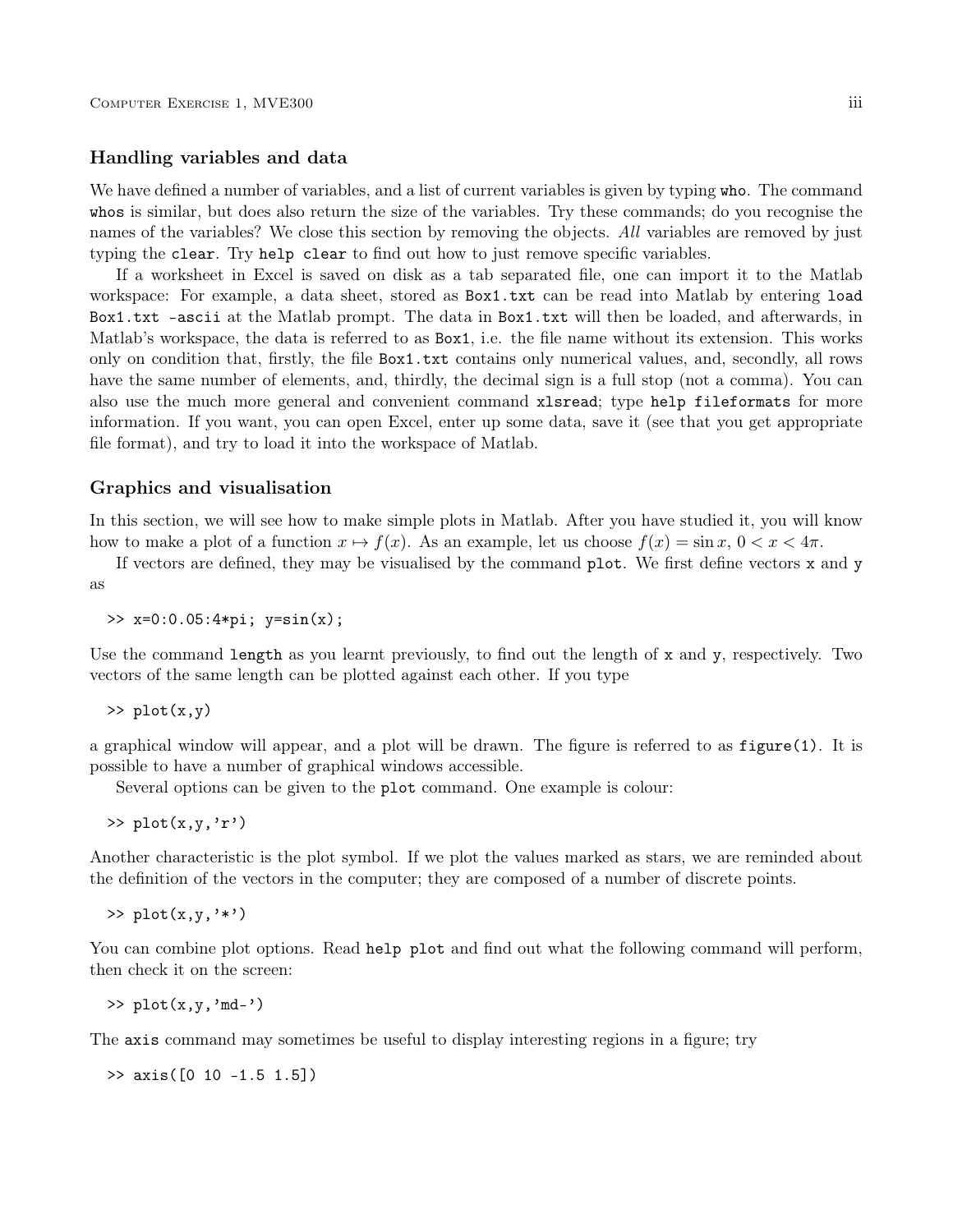### Handling variables and data

We have defined a number of variables, and a list of current variables is given by typing `who`. The command `whos` is similar, but does also return the size of the variables. Try these commands; do you recognise the names of the variables? We close this section by removing the objects. *All* variables are removed by just typing the `clear`. Try `help clear` to find out how to just remove specific variables.

If a worksheet in Excel is saved on disk as a tab separated file, one can import it to the Matlab workspace: For example, a data sheet, stored as `Box1.txt` can be read into Matlab by entering `load Box1.txt -ascii` at the Matlab prompt. The data in `Box1.txt` will then be loaded, and afterwards, in Matlab's workspace, the data is referred to as `Box1`, i.e. the file name without its extension. This works only on condition that, firstly, the file `Box1.txt` contains only numerical values, and, secondly, all rows have the same number of elements, and, thirdly, the decimal sign is a full stop (not a comma). You can also use the much more general and convenient command `xlsread`; type `help fileformats` for more information. If you want, you can open Excel, enter up some data, save it (see that you get appropriate file format), and try to load it into the workspace of Matlab.

### Graphics and visualisation

In this section, we will see how to make simple plots in Matlab. After you have studied it, you will know how to make a plot of a function $x \mapsto f(x)$. As an example, let us choose $f(x) = \sin x$, $0 < x < 4\pi$.

If vectors are defined, they may be visualised by the command `plot`. We first define vectors `x` and `y` as

```
>> x=0:0.05:4*pi; y=sin(x);
```

Use the command `length` as you learnt previously, to find out the length of `x` and `y`, respectively. Two vectors of the same length can be plotted against each other. If you type

```
>> plot(x,y)
```

a graphical window will appear, and a plot will be drawn. The figure is referred to as `figure(1)`. It is possible to have a number of graphical windows accessible.

Several options can be given to the `plot` command. One example is colour:

```
>> plot(x,y,'r')
```

Another characteristic is the plot symbol. If we plot the values marked as stars, we are reminded about the definition of the vectors in the computer; they are composed of a number of discrete points.

```
>> plot(x,y,'*')
```

You can combine plot options. Read `help plot` and find out what the following command will perform, then check it on the screen:

```
>> plot(x,y,'md-')
```

The `axis` command may sometimes be useful to display interesting regions in a figure; try

```
>> axis([0 10 -1.5 1.5])
```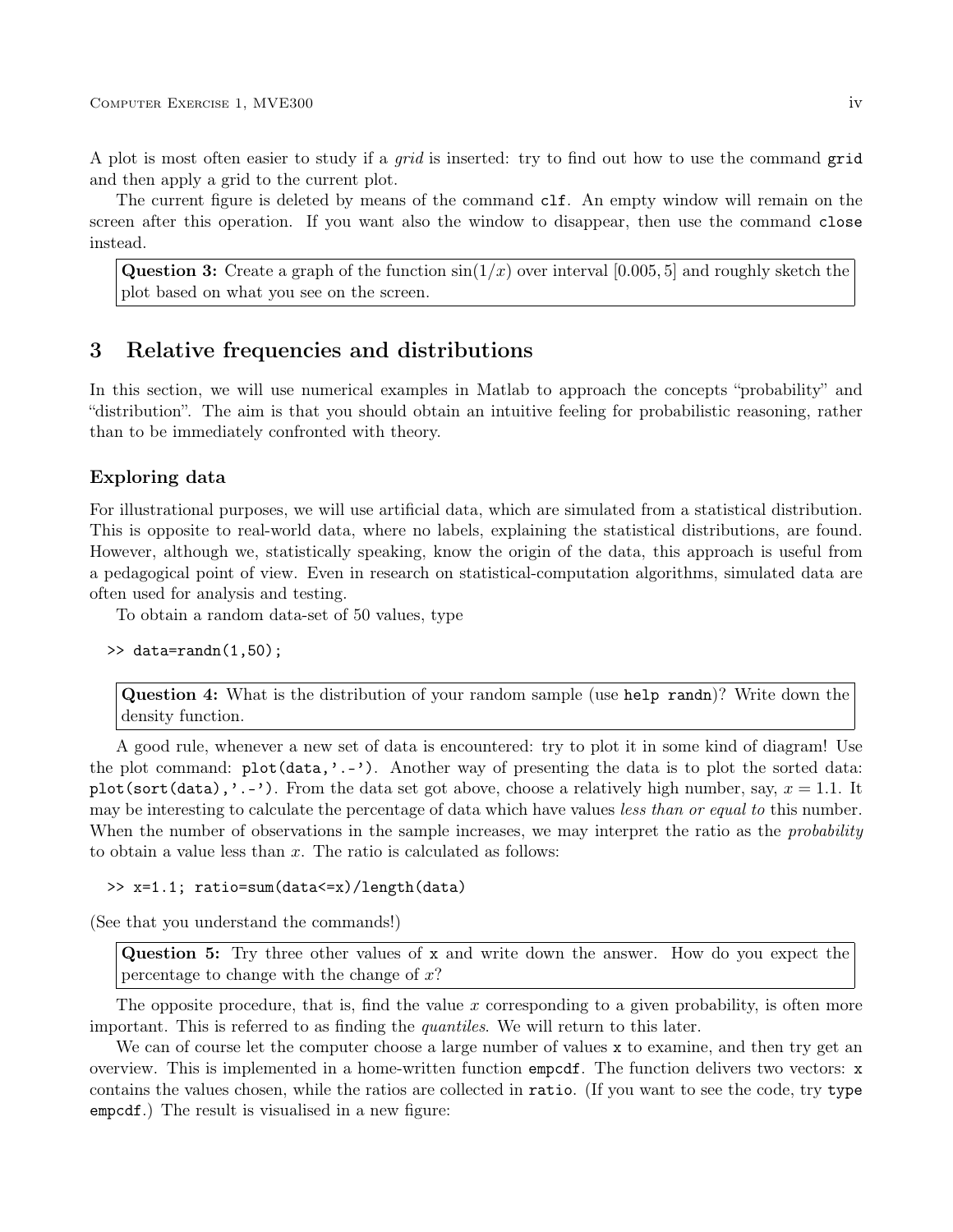A plot is most often easier to study if a *grid* is inserted: try to find out how to use the command `grid` and then apply a grid to the current plot.

The current figure is deleted by means of the command `clf`. An empty window will remain on the screen after this operation. If you want also the window to disappear, then use the command `close` instead.

> **Question 3:** Create a graph of the function $\sin(1/x)$ over interval $[0.005, 5]$ and roughly sketch the plot based on what you see on the screen.

## 3 Relative frequencies and distributions

In this section, we will use numerical examples in Matlab to approach the concepts "probability" and "distribution". The aim is that you should obtain an intuitive feeling for probabilistic reasoning, rather than to be immediately confronted with theory.

### Exploring data

For illustrational purposes, we will use artificial data, which are simulated from a statistical distribution. This is opposite to real-world data, where no labels, explaining the statistical distributions, are found. However, although we, statistically speaking, know the origin of the data, this approach is useful from a pedagogical point of view. Even in research on statistical-computation algorithms, simulated data are often used for analysis and testing.

To obtain a random data-set of 50 values, type

```
>> data=randn(1,50);
```

> **Question 4:** What is the distribution of your random sample (use `help randn`)? Write down the density function.

A good rule, whenever a new set of data is encountered: try to plot it in some kind of diagram! Use the plot command: `plot(data,'.-')`. Another way of presenting the data is to plot the sorted data: `plot(sort(data),'.-')`. From the data set got above, choose a relatively high number, say, $x = 1.1$. It may be interesting to calculate the percentage of data which have values *less than or equal to* this number. When the number of observations in the sample increases, we may interpret the ratio as the *probability* to obtain a value less than $x$. The ratio is calculated as follows:

```
>> x=1.1; ratio=sum(data<=x)/length(data)
```

(See that you understand the commands!)

> **Question 5:** Try three other values of `x` and write down the answer. How do you expect the percentage to change with the change of $x$?

The opposite procedure, that is, find the value $x$ corresponding to a given probability, is often more important. This is referred to as finding the *quantiles*. We will return to this later.

We can of course let the computer choose a large number of values `x` to examine, and then try get an overview. This is implemented in a home-written function `empcdf`. The function delivers two vectors: `x` contains the values chosen, while the ratios are collected in `ratio`. (If you want to see the code, try `type empcdf`.) The result is visualised in a new figure: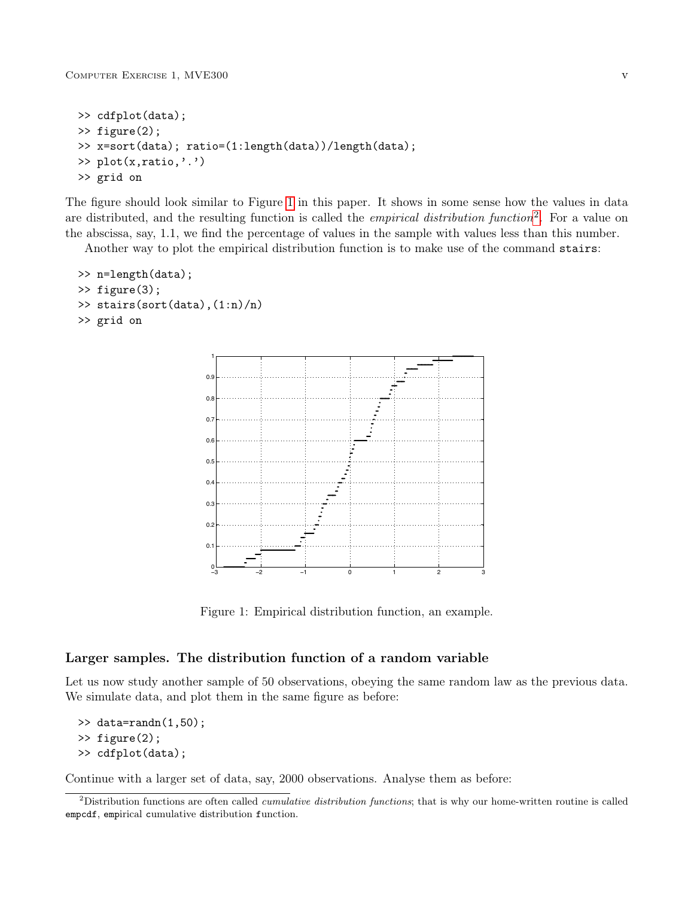```
>> cdfplot(data);
>> figure(2);
>> x=sort(data); ratio=(1:length(data))/length(data);
>> plot(x,ratio,'.')
>> grid on
```

The figure should look similar to Figure 1 in this paper. It shows in some sense how the values in data are distributed, and the resulting function is called the *empirical distribution function*[2]. For a value on the abscissa, say, 1.1, we find the percentage of values in the sample with values less than this number.

Another way to plot the empirical distribution function is to make use of the command `stairs`:

```
>> n=length(data);
>> figure(3);
>> stairs(sort(data),(1:n)/n)
>> grid on
```

Figure 1: Empirical distribution function, an example.

### Larger samples. The distribution function of a random variable

Let us now study another sample of 50 observations, obeying the same random law as the previous data. We simulate data, and plot them in the same figure as before:

```
>> data=randn(1,50);
>> figure(2);
>> cdfplot(data);
```

Continue with a larger set of data, say, 2000 observations. Analyse them as before:

[2] Distribution functions are often called *cumulative distribution functions*; that is why our home-written routine is called `empcdf`, empirical cumulative distribution function.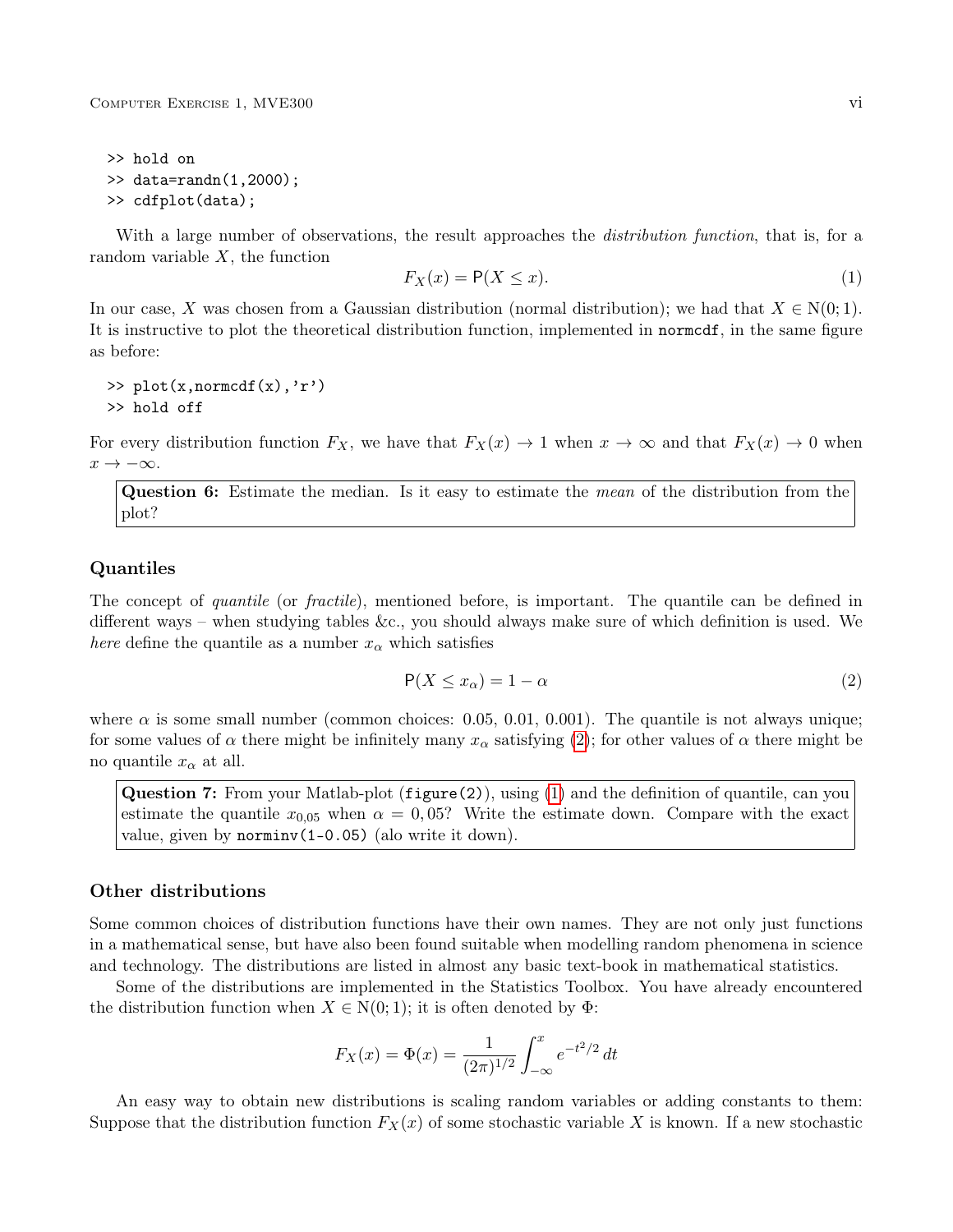```
>> hold on
>> data=randn(1,2000);
>> cdfplot(data);
```

With a large number of observations, the result approaches the *distribution function*, that is, for a random variable $X$, the function

$$F_X(x) = \mathsf{P}(X \leq x). \tag{1}$$

In our case, $X$ was chosen from a Gaussian distribution (normal distribution); we had that $X \in \mathrm{N}(0;1)$. It is instructive to plot the theoretical distribution function, implemented in `normcdf`, in the same figure as before:

```
>> plot(x,normcdf(x),'r')
>> hold off
```

For every distribution function $F_X$, we have that $F_X(x) \to 1$ when $x \to \infty$ and that $F_X(x) \to 0$ when $x \to -\infty$.

> **Question 6:** Estimate the median. Is it easy to estimate the *mean* of the distribution from the plot?

### Quantiles

The concept of *quantile* (or *fractile*), mentioned before, is important. The quantile can be defined in different ways – when studying tables &c., you should always make sure of which definition is used. We *here* define the quantile as a number $x_\alpha$ which satisfies

$$\mathsf{P}(X \leq x_\alpha) = 1 - \alpha \tag{2}$$

where $\alpha$ is some small number (common choices: 0.05, 0.01, 0.001). The quantile is not always unique; for some values of $\alpha$ there might be infinitely many $x_\alpha$ satisfying (2); for other values of $\alpha$ there might be no quantile $x_\alpha$ at all.

> **Question 7:** From your Matlab-plot (`figure(2)`), using (1) and the definition of quantile, can you estimate the quantile $x_{0,05}$ when $\alpha = 0,05$? Write the estimate down. Compare with the exact value, given by `norminv(1-0.05)` (alo write it down).

### Other distributions

Some common choices of distribution functions have their own names. They are not only just functions in a mathematical sense, but have also been found suitable when modelling random phenomena in science and technology. The distributions are listed in almost any basic text-book in mathematical statistics.

Some of the distributions are implemented in the Statistics Toolbox. You have already encountered the distribution function when $X \in \mathrm{N}(0;1)$; it is often denoted by $\Phi$:

$$F_X(x) = \Phi(x) = \frac{1}{(2\pi)^{1/2}} \int_{-\infty}^{x} e^{-t^2/2}\, dt$$

An easy way to obtain new distributions is scaling random variables or adding constants to them: Suppose that the distribution function $F_X(x)$ of some stochastic variable $X$ is known. If a new stochastic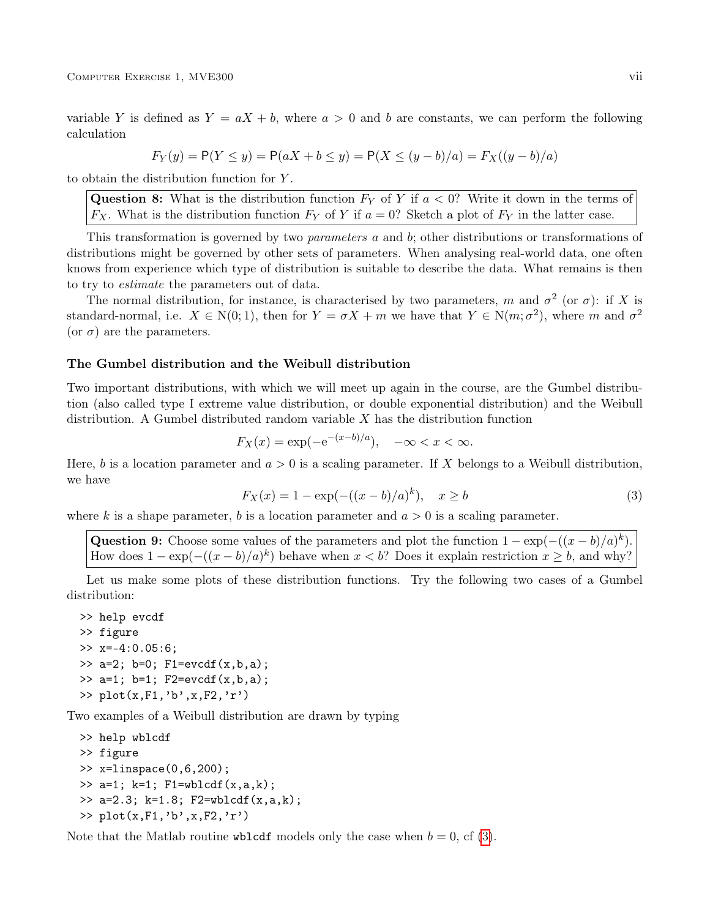variable $Y$ is defined as $Y = aX + b$, where $a > 0$ and $b$ are constants, we can perform the following calculation

$$F_Y(y) = \mathsf{P}(Y \le y) = \mathsf{P}(aX + b \le y) = \mathsf{P}(X \le (y-b)/a) = F_X((y-b)/a)$$

to obtain the distribution function for $Y$.

> **Question 8:** What is the distribution function $F_Y$ of $Y$ if $a < 0$? Write it down in the terms of $F_X$. What is the distribution function $F_Y$ of $Y$ if $a = 0$? Sketch a plot of $F_Y$ in the latter case.

This transformation is governed by two *parameters* $a$ and $b$; other distributions or transformations of distributions might be governed by other sets of parameters. When analysing real-world data, one often knows from experience which type of distribution is suitable to describe the data. What remains is then to try to *estimate* the parameters out of data.

The normal distribution, for instance, is characterised by two parameters, $m$ and $\sigma^2$ (or $\sigma$): if $X$ is standard-normal, i.e. $X \in \mathrm{N}(0;1)$, then for $Y = \sigma X + m$ we have that $Y \in \mathrm{N}(m;\sigma^2)$, where $m$ and $\sigma^2$ (or $\sigma$) are the parameters.

### The Gumbel distribution and the Weibull distribution

Two important distributions, with which we will meet up again in the course, are the Gumbel distribution (also called type I extreme value distribution, or double exponential distribution) and the Weibull distribution. A Gumbel distributed random variable $X$ has the distribution function

$$F_X(x) = \exp(-\mathrm{e}^{-(x-b)/a}), \quad -\infty < x < \infty.$$

Here, $b$ is a location parameter and $a > 0$ is a scaling parameter. If $X$ belongs to a Weibull distribution, we have

$$F_X(x) = 1 - \exp(-((x-b)/a)^k), \quad x \ge b \tag{3}$$

where $k$ is a shape parameter, $b$ is a location parameter and $a > 0$ is a scaling parameter.

> **Question 9:** Choose some values of the parameters and plot the function $1 - \exp(-((x-b)/a)^k)$. How does $1 - \exp(-((x-b)/a)^k)$ behave when $x < b$? Does it explain restriction $x \ge b$, and why?

Let us make some plots of these distribution functions. Try the following two cases of a Gumbel distribution:

```
>> help evcdf
>> figure
>> x=-4:0.05:6;
>> a=2; b=0; F1=evcdf(x,b,a);
>> a=1; b=1; F2=evcdf(x,b,a);
>> plot(x,F1,'b',x,F2,'r')
```

Two examples of a Weibull distribution are drawn by typing

```
>> help wblcdf
>> figure
>> x=linspace(0,6,200);
>> a=1; k=1; F1=wblcdf(x,a,k);
>> a=2.3; k=1.8; F2=wblcdf(x,a,k);
>> plot(x,F1,'b',x,F2,'r')
```

Note that the Matlab routine `wblcdf` models only the case when $b = 0$, cf (3).